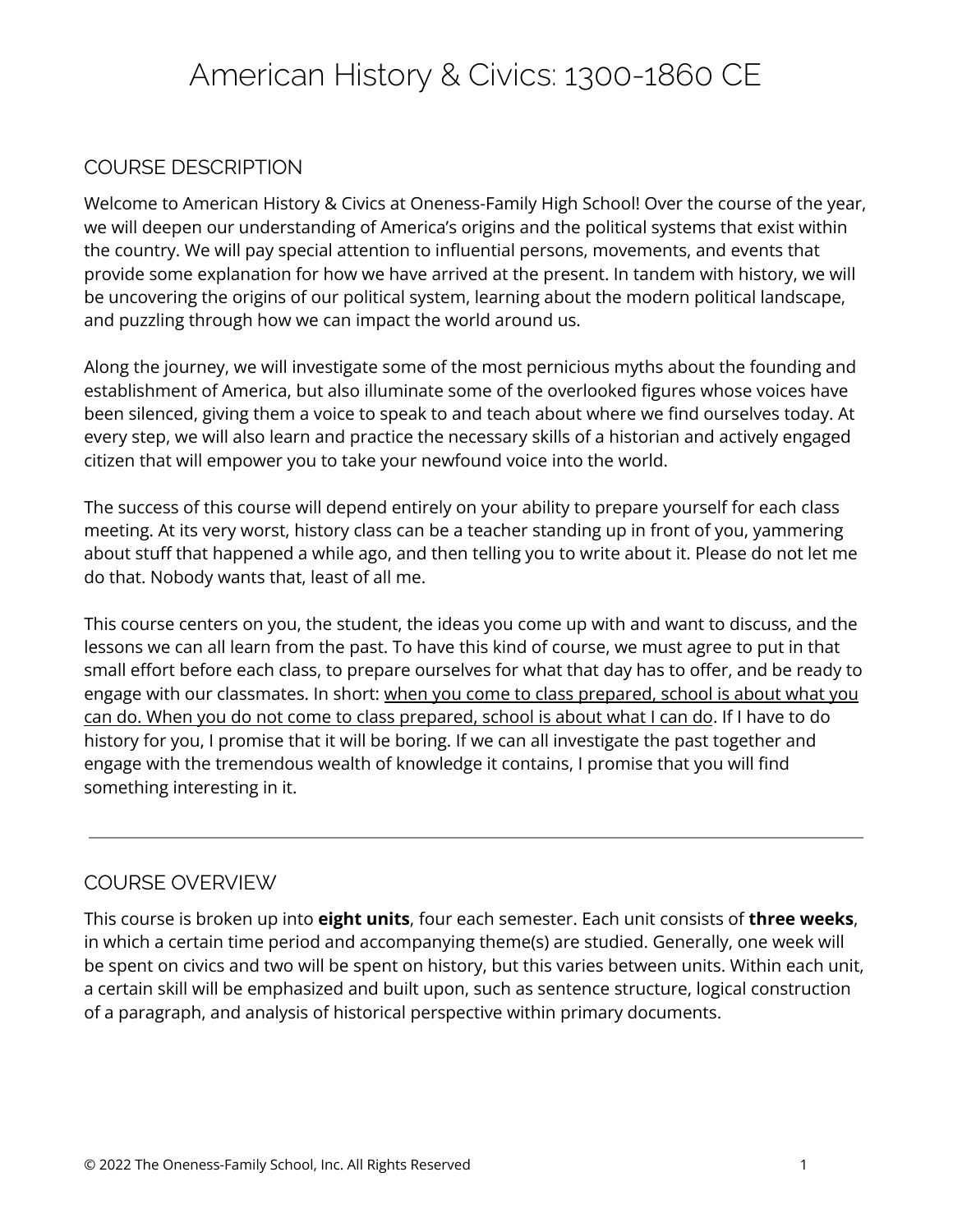# American History & Civics: 1300-1860 CE

## COURSE DESCRIPTION

Welcome to American History & Civics at Oneness-Family High School! Over the course of the year, we will deepen our understanding of America's origins and the political systems that exist within the country. We will pay special attention to influential persons, movements, and events that provide some explanation for how we have arrived at the present. In tandem with history, we will be uncovering the origins of our political system, learning about the modern political landscape, and puzzling through how we can impact the world around us.

Along the journey, we will investigate some of the most pernicious myths about the founding and establishment of America, but also illuminate some of the overlooked figures whose voices have been silenced, giving them a voice to speak to and teach about where we find ourselves today. At every step, we will also learn and practice the necessary skills of a historian and actively engaged citizen that will empower you to take your newfound voice into the world.

The success of this course will depend entirely on your ability to prepare yourself for each class meeting. At its very worst, history class can be a teacher standing up in front of you, yammering about stuff that happened a while ago, and then telling you to write about it. Please do not let me do that. Nobody wants that, least of all me.

This course centers on you, the student, the ideas you come up with and want to discuss, and the lessons we can all learn from the past. To have this kind of course, we must agree to put in that small effort before each class, to prepare ourselves for what that day has to offer, and be ready to engage with our classmates. In short: <u>when you come to class prepared, school is about what you can do. When you do not come to class prepared, school is about what I can do</u>. If I have to do history for you, I promise that it will be boring. If we can all investigate the past together and engage with the tremendous wealth of knowledge it contains, I promise that you will find something interesting in it.

---

## COURSE OVERVIEW

This course is broken up into **eight units**, four each semester. Each unit consists of **three weeks**, in which a certain time period and accompanying theme(s) are studied. Generally, one week will be spent on civics and two will be spent on history, but this varies between units. Within each unit, a certain skill will be emphasized and built upon, such as sentence structure, logical construction of a paragraph, and analysis of historical perspective within primary documents.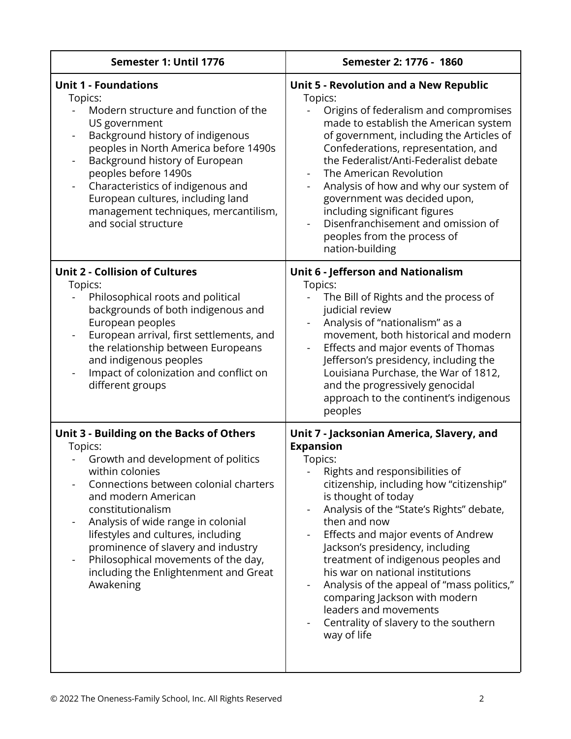| Semester 1: Until 1776 | Semester 2: 1776 - 1860 |
|---|---|
| **Unit 1 - Foundations**<br>Topics:<br>- Modern structure and function of the US government<br>- Background history of indigenous peoples in North America before 1490s<br>- Background history of European peoples before 1490s<br>- Characteristics of indigenous and European cultures, including land management techniques, mercantilism, and social structure | **Unit 5 - Revolution and a New Republic**<br>Topics:<br>- Origins of federalism and compromises made to establish the American system of government, including the Articles of Confederations, representation, and the Federalist/Anti-Federalist debate<br>- The American Revolution<br>- Analysis of how and why our system of government was decided upon, including significant figures<br>- Disenfranchisement and omission of peoples from the process of nation-building |
| **Unit 2 - Collision of Cultures**<br>Topics:<br>- Philosophical roots and political backgrounds of both indigenous and European peoples<br>- European arrival, first settlements, and the relationship between Europeans and indigenous peoples<br>- Impact of colonization and conflict on different groups | **Unit 6 - Jefferson and Nationalism**<br>Topics:<br>- The Bill of Rights and the process of judicial review<br>- Analysis of "nationalism" as a movement, both historical and modern<br>- Effects and major events of Thomas Jefferson's presidency, including the Louisiana Purchase, the War of 1812, and the progressively genocidal approach to the continent's indigenous peoples |
| **Unit 3 - Building on the Backs of Others**<br>Topics:<br>- Growth and development of politics within colonies<br>- Connections between colonial charters and modern American constitutionalism<br>- Analysis of wide range in colonial lifestyles and cultures, including prominence of slavery and industry<br>- Philosophical movements of the day, including the Enlightenment and Great Awakening | **Unit 7 - Jacksonian America, Slavery, and Expansion**<br>Topics:<br>- Rights and responsibilities of citizenship, including how "citizenship" is thought of today<br>- Analysis of the "State's Rights" debate, then and now<br>- Effects and major events of Andrew Jackson's presidency, including treatment of indigenous peoples and his war on national institutions<br>- Analysis of the appeal of "mass politics," comparing Jackson with modern leaders and movements<br>- Centrality of slavery to the southern way of life |

© 2022 The Oneness-Family School, Inc. All Rights Reserved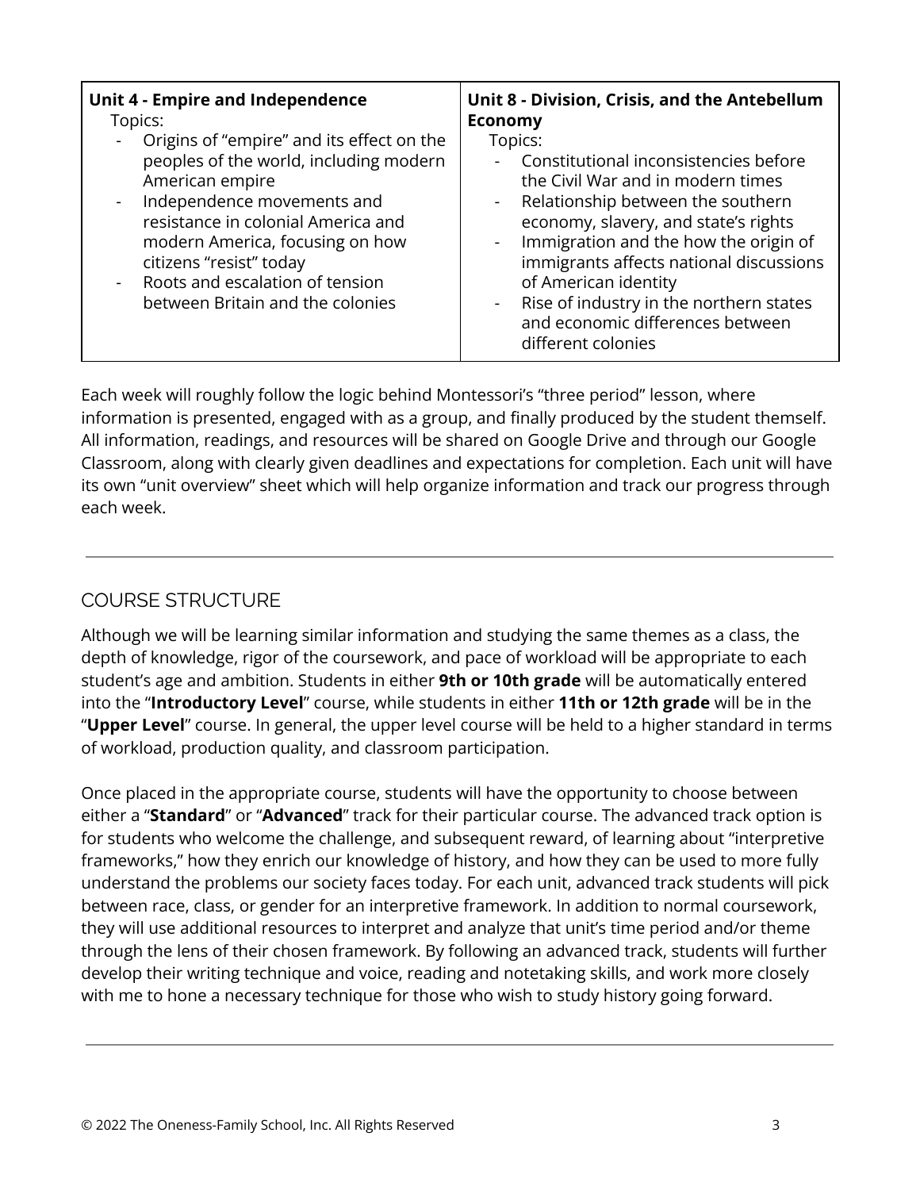| **Unit 4 - Empire and Independence** | **Unit 8 - Division, Crisis, and the Antebellum Economy** |
| --- | --- |
| Topics:<br>- Origins of "empire" and its effect on the peoples of the world, including modern American empire<br>- Independence movements and resistance in colonial America and modern America, focusing on how citizens "resist" today<br>- Roots and escalation of tension between Britain and the colonies | Topics:<br>- Constitutional inconsistencies before the Civil War and in modern times<br>- Relationship between the southern economy, slavery, and state's rights<br>- Immigration and the how the origin of immigrants affects national discussions of American identity<br>- Rise of industry in the northern states and economic differences between different colonies |

Each week will roughly follow the logic behind Montessori's "three period" lesson, where information is presented, engaged with as a group, and finally produced by the student themself. All information, readings, and resources will be shared on Google Drive and through our Google Classroom, along with clearly given deadlines and expectations for completion. Each unit will have its own "unit overview" sheet which will help organize information and track our progress through each week.

---

## COURSE STRUCTURE

Although we will be learning similar information and studying the same themes as a class, the depth of knowledge, rigor of the coursework, and pace of workload will be appropriate to each student's age and ambition. Students in either **9th or 10th grade** will be automatically entered into the "**Introductory Level**" course, while students in either **11th or 12th grade** will be in the "**Upper Level**" course. In general, the upper level course will be held to a higher standard in terms of workload, production quality, and classroom participation.

Once placed in the appropriate course, students will have the opportunity to choose between either a "**Standard**" or "**Advanced**" track for their particular course. The advanced track option is for students who welcome the challenge, and subsequent reward, of learning about "interpretive frameworks," how they enrich our knowledge of history, and how they can be used to more fully understand the problems our society faces today. For each unit, advanced track students will pick between race, class, or gender for an interpretive framework. In addition to normal coursework, they will use additional resources to interpret and analyze that unit's time period and/or theme through the lens of their chosen framework. By following an advanced track, students will further develop their writing technique and voice, reading and notetaking skills, and work more closely with me to hone a necessary technique for those who wish to study history going forward.

---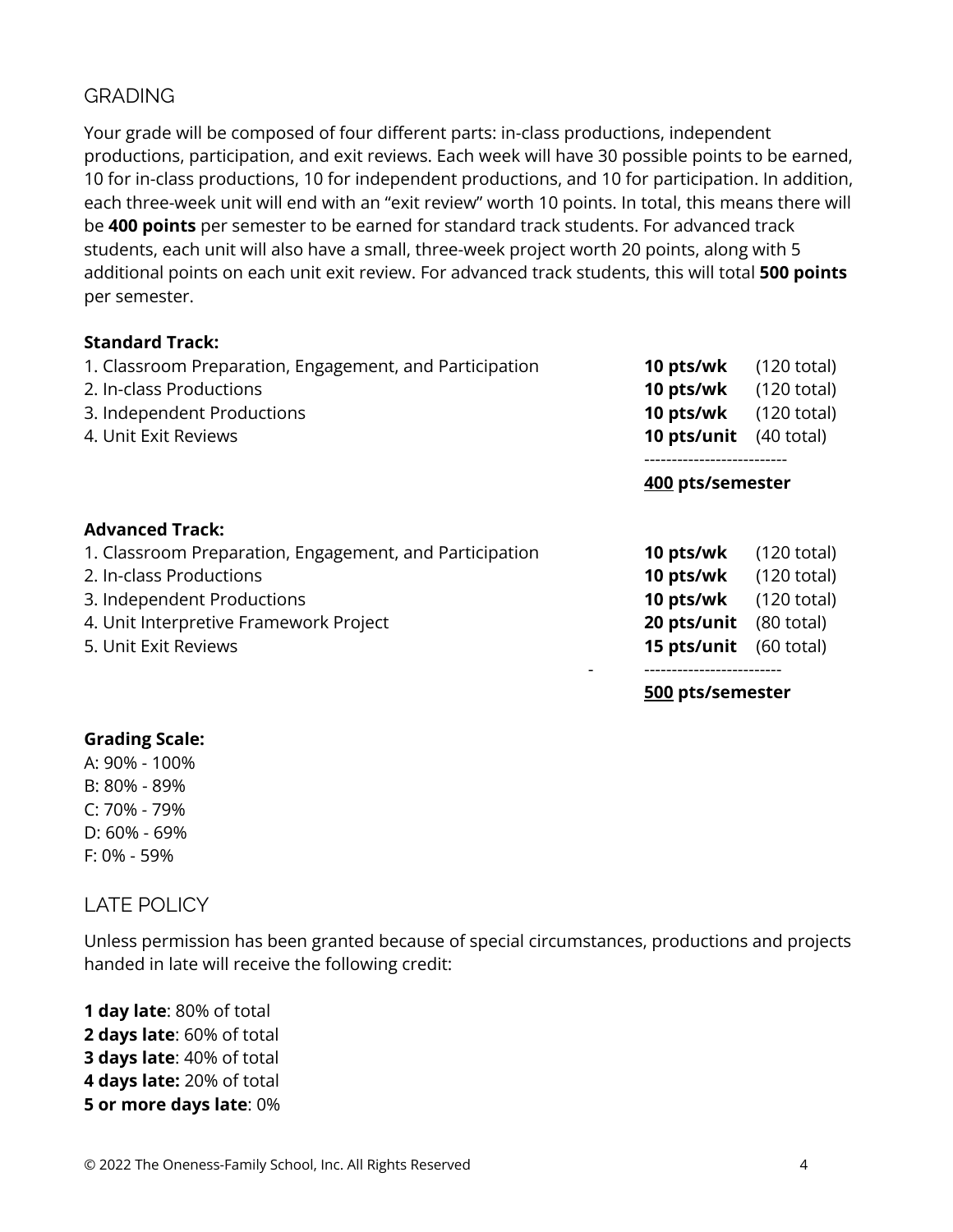## GRADING

Your grade will be composed of four different parts: in-class productions, independent productions, participation, and exit reviews. Each week will have 30 possible points to be earned, 10 for in-class productions, 10 for independent productions, and 10 for participation. In addition, each three-week unit will end with an "exit review" worth 10 points. In total, this means there will be **400 points** per semester to be earned for standard track students. For advanced track students, each unit will also have a small, three-week project worth 20 points, along with 5 additional points on each unit exit review. For advanced track students, this will total **500 points** per semester.

**Standard Track:**

| | | |
|---|---|---|
| 1. Classroom Preparation, Engagement, and Participation | **10 pts/wk** | (120 total) |
| 2. In-class Productions | **10 pts/wk** | (120 total) |
| 3. Independent Productions | **10 pts/wk** | (120 total) |
| 4. Unit Exit Reviews | **10 pts/unit** | (40 total) |
| | **400 pts/semester** | |

**Advanced Track:**

| | | |
|---|---|---|
| 1. Classroom Preparation, Engagement, and Participation | **10 pts/wk** | (120 total) |
| 2. In-class Productions | **10 pts/wk** | (120 total) |
| 3. Independent Productions | **10 pts/wk** | (120 total) |
| 4. Unit Interpretive Framework Project | **20 pts/unit** | (80 total) |
| 5. Unit Exit Reviews | **15 pts/unit** | (60 total) |
| | **500 pts/semester** | |

**Grading Scale:**

A: 90% - 100%
B: 80% - 89%
C: 70% - 79%
D: 60% - 69%
F: 0% - 59%

## LATE POLICY

Unless permission has been granted because of special circumstances, productions and projects handed in late will receive the following credit:

**1 day late**: 80% of total
**2 days late**: 60% of total
**3 days late**: 40% of total
**4 days late:** 20% of total
**5 or more days late**: 0%

© 2022 The Oneness-Family School, Inc. All Rights Reserved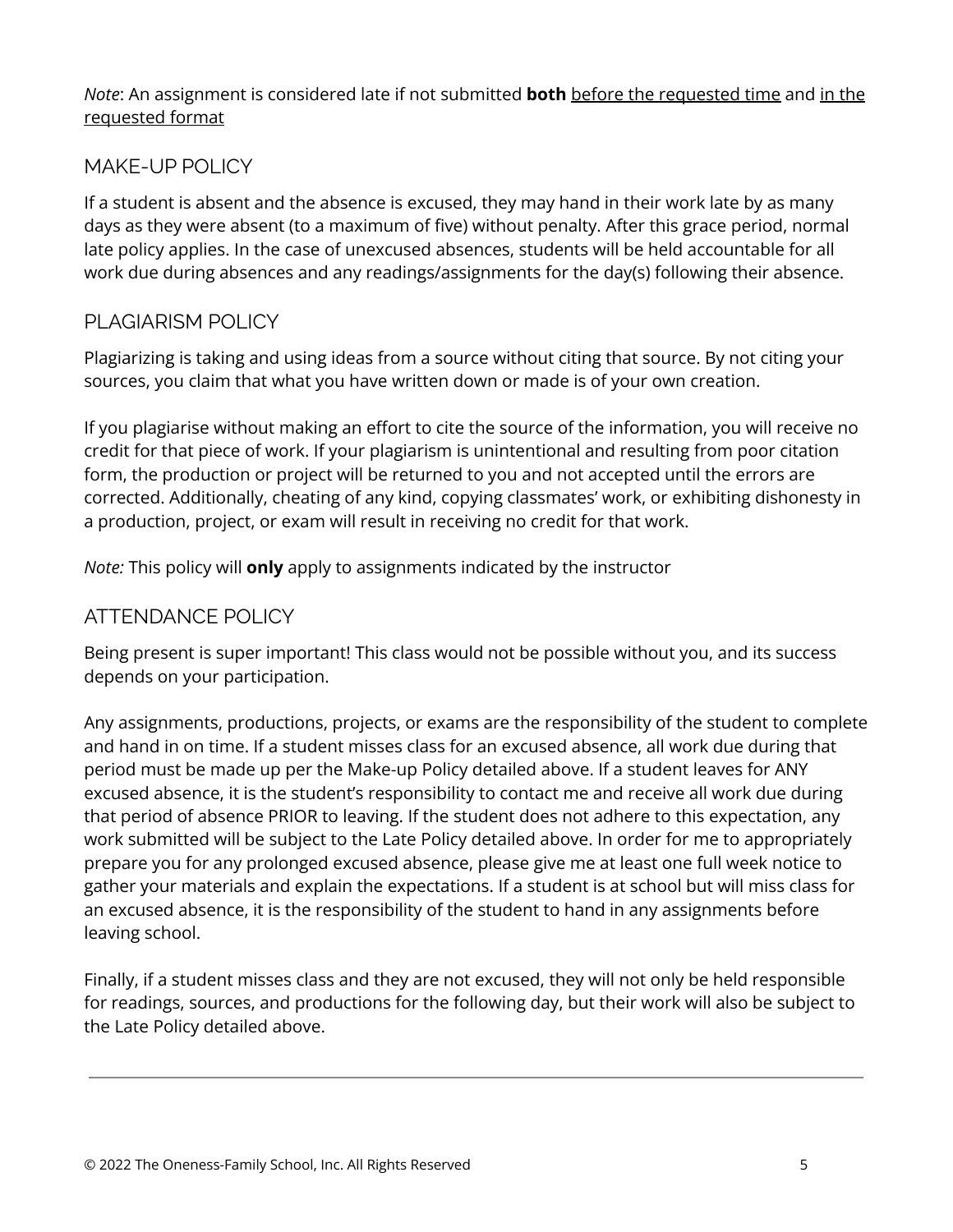*Note*: An assignment is considered late if not submitted **both** <u>before the requested time</u> and <u>in the requested format</u>

## MAKE-UP POLICY

If a student is absent and the absence is excused, they may hand in their work late by as many days as they were absent (to a maximum of five) without penalty. After this grace period, normal late policy applies. In the case of unexcused absences, students will be held accountable for all work due during absences and any readings/assignments for the day(s) following their absence.

## PLAGIARISM POLICY

Plagiarizing is taking and using ideas from a source without citing that source. By not citing your sources, you claim that what you have written down or made is of your own creation.

If you plagiarise without making an effort to cite the source of the information, you will receive no credit for that piece of work. If your plagiarism is unintentional and resulting from poor citation form, the production or project will be returned to you and not accepted until the errors are corrected. Additionally, cheating of any kind, copying classmates' work, or exhibiting dishonesty in a production, project, or exam will result in receiving no credit for that work.

*Note:* This policy will **only** apply to assignments indicated by the instructor

## ATTENDANCE POLICY

Being present is super important! This class would not be possible without you, and its success depends on your participation.

Any assignments, productions, projects, or exams are the responsibility of the student to complete and hand in on time. If a student misses class for an excused absence, all work due during that period must be made up per the Make-up Policy detailed above. If a student leaves for ANY excused absence, it is the student's responsibility to contact me and receive all work due during that period of absence PRIOR to leaving. If the student does not adhere to this expectation, any work submitted will be subject to the Late Policy detailed above. In order for me to appropriately prepare you for any prolonged excused absence, please give me at least one full week notice to gather your materials and explain the expectations. If a student is at school but will miss class for an excused absence, it is the responsibility of the student to hand in any assignments before leaving school.

Finally, if a student misses class and they are not excused, they will not only be held responsible for readings, sources, and productions for the following day, but their work will also be subject to the Late Policy detailed above.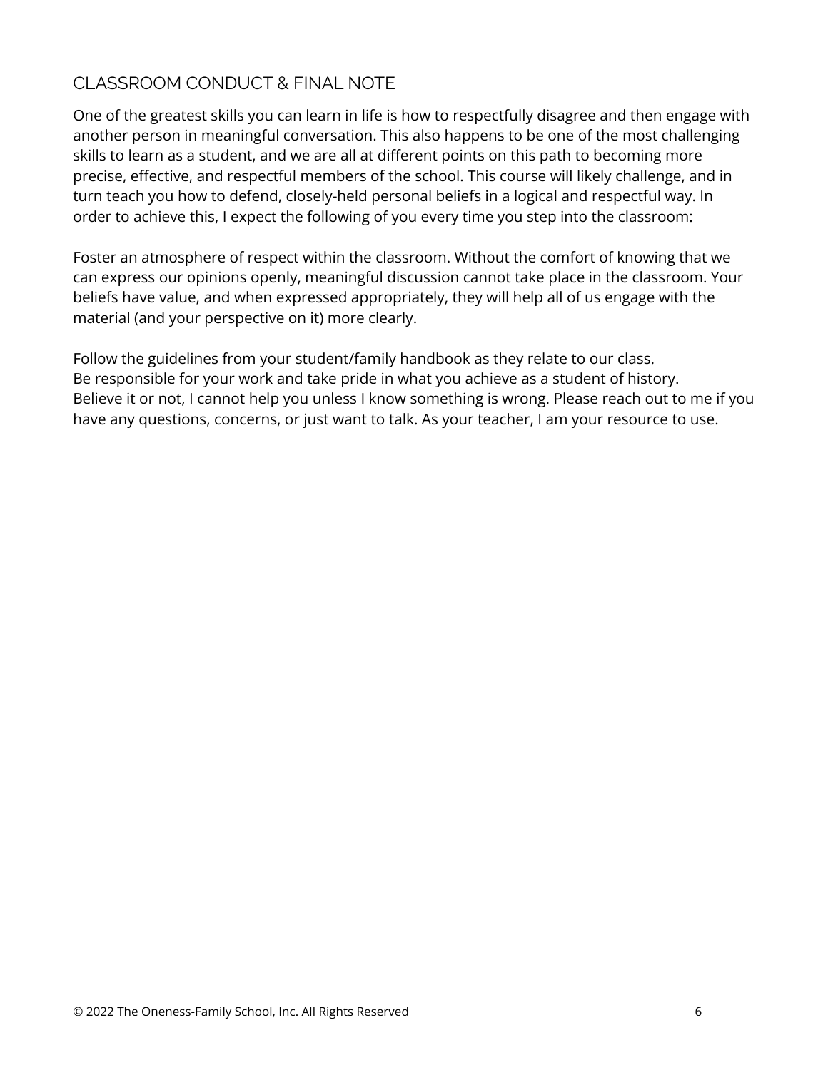## CLASSROOM CONDUCT & FINAL NOTE

One of the greatest skills you can learn in life is how to respectfully disagree and then engage with another person in meaningful conversation. This also happens to be one of the most challenging skills to learn as a student, and we are all at different points on this path to becoming more precise, effective, and respectful members of the school. This course will likely challenge, and in turn teach you how to defend, closely-held personal beliefs in a logical and respectful way. In order to achieve this, I expect the following of you every time you step into the classroom:

Foster an atmosphere of respect within the classroom. Without the comfort of knowing that we can express our opinions openly, meaningful discussion cannot take place in the classroom. Your beliefs have value, and when expressed appropriately, they will help all of us engage with the material (and your perspective on it) more clearly.

Follow the guidelines from your student/family handbook as they relate to our class.
Be responsible for your work and take pride in what you achieve as a student of history.
Believe it or not, I cannot help you unless I know something is wrong. Please reach out to me if you have any questions, concerns, or just want to talk. As your teacher, I am your resource to use.

© 2022 The Oneness-Family School, Inc. All Rights Reserved